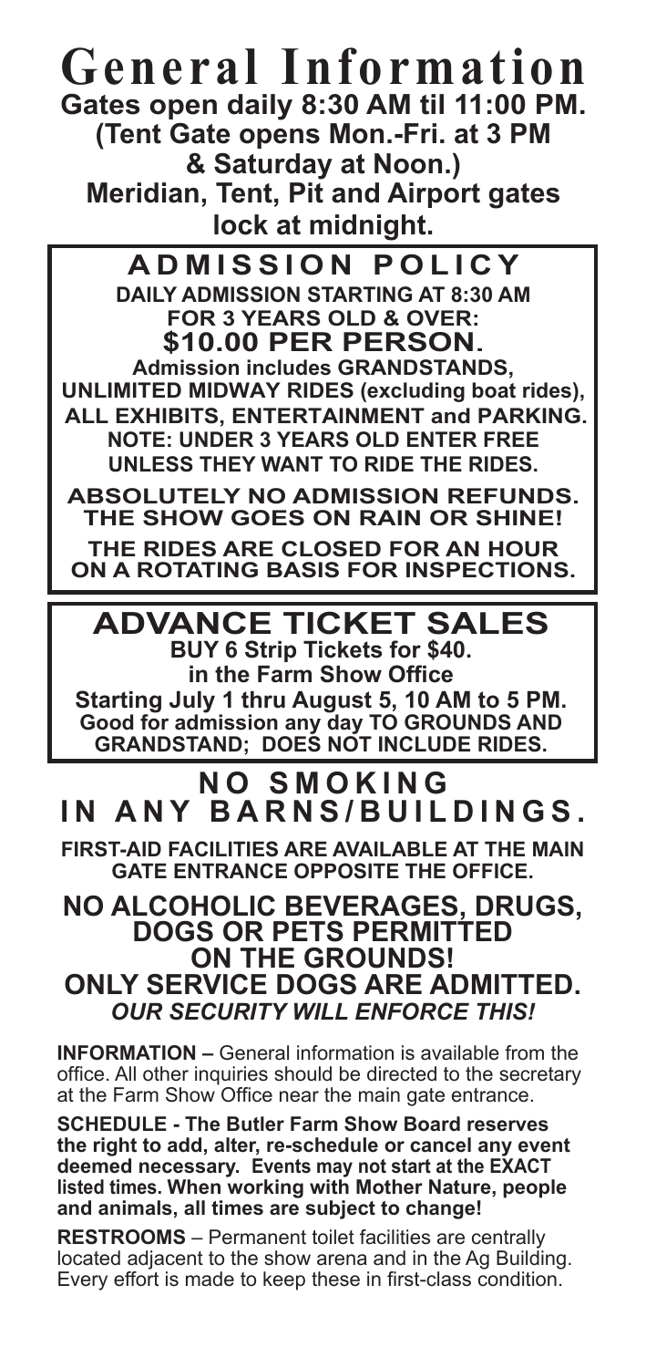# General Information

**Gates open daily 8:30 AM til 11:00 PM.**
**(Tent Gate opens Mon.-Fri. at 3 PM & Saturday at Noon.)**
**Meridian, Tent, Pit and Airport gates lock at midnight.**

## ADMISSION POLICY

**DAILY ADMISSION STARTING AT 8:30 AM FOR 3 YEARS OLD & OVER:**
**$10.00 PER PERSON.**
**Admission includes GRANDSTANDS, UNLIMITED MIDWAY RIDES (excluding boat rides), ALL EXHIBITS, ENTERTAINMENT and PARKING.**
**NOTE: UNDER 3 YEARS OLD ENTER FREE UNLESS THEY WANT TO RIDE THE RIDES.**

**ABSOLUTELY NO ADMISSION REFUNDS. THE SHOW GOES ON RAIN OR SHINE!**

**THE RIDES ARE CLOSED FOR AN HOUR ON A ROTATING BASIS FOR INSPECTIONS.**

## ADVANCE TICKET SALES

**BUY 6 Strip Tickets for $40. in the Farm Show Office**
**Starting July 1 thru August 5, 10 AM to 5 PM.**
**Good for admission any day TO GROUNDS AND GRANDSTAND; DOES NOT INCLUDE RIDES.**

## NO SMOKING IN ANY BARNS/BUILDINGS.

**FIRST-AID FACILITIES ARE AVAILABLE AT THE MAIN GATE ENTRANCE OPPOSITE THE OFFICE.**

## NO ALCOHOLIC BEVERAGES, DRUGS, DOGS OR PETS PERMITTED ON THE GROUNDS! ONLY SERVICE DOGS ARE ADMITTED.

***OUR SECURITY WILL ENFORCE THIS!***

**INFORMATION –** General information is available from the office. All other inquiries should be directed to the secretary at the Farm Show Office near the main gate entrance.

**SCHEDULE - The Butler Farm Show Board reserves the right to add, alter, re-schedule or cancel any event deemed necessary. Events may not start at the EXACT listed times. When working with Mother Nature, people and animals, all times are subject to change!**

**RESTROOMS** – Permanent toilet facilities are centrally located adjacent to the show arena and in the Ag Building. Every effort is made to keep these in first-class condition.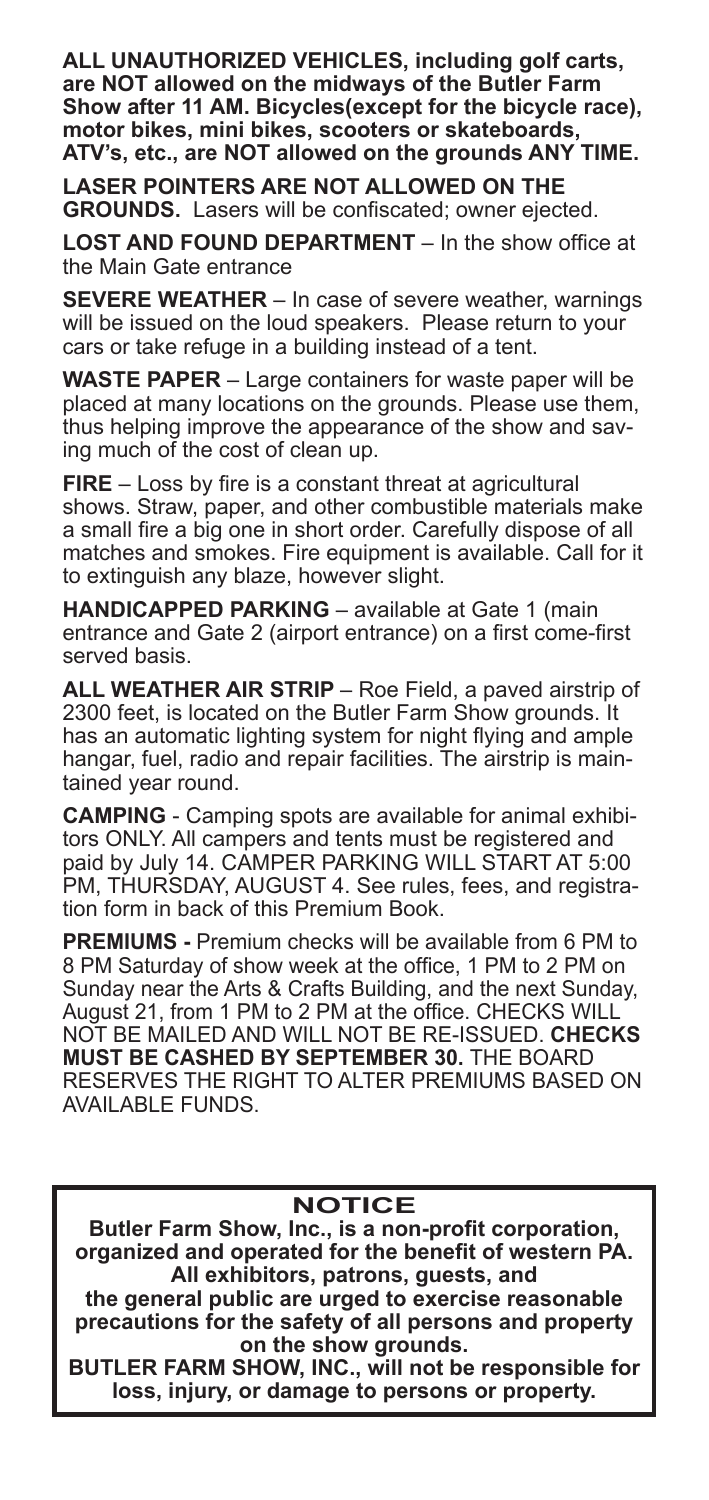**ALL UNAUTHORIZED VEHICLES, including golf carts, are NOT allowed on the midways of the Butler Farm Show after 11 AM. Bicycles(except for the bicycle race), motor bikes, mini bikes, scooters or skateboards, ATV's, etc., are NOT allowed on the grounds ANY TIME.**

**LASER POINTERS ARE NOT ALLOWED ON THE GROUNDS.** Lasers will be confiscated; owner ejected.

**LOST AND FOUND DEPARTMENT** – In the show office at the Main Gate entrance

**SEVERE WEATHER** – In case of severe weather, warnings will be issued on the loud speakers. Please return to your cars or take refuge in a building instead of a tent.

**WASTE PAPER** – Large containers for waste paper will be placed at many locations on the grounds. Please use them, thus helping improve the appearance of the show and saving much of the cost of clean up.

**FIRE** – Loss by fire is a constant threat at agricultural shows. Straw, paper, and other combustible materials make a small fire a big one in short order. Carefully dispose of all matches and smokes. Fire equipment is available. Call for it to extinguish any blaze, however slight.

**HANDICAPPED PARKING** – available at Gate 1 (main entrance and Gate 2 (airport entrance) on a first come-first served basis.

**ALL WEATHER AIR STRIP** – Roe Field, a paved airstrip of 2300 feet, is located on the Butler Farm Show grounds. It has an automatic lighting system for night flying and ample hangar, fuel, radio and repair facilities. The airstrip is maintained year round.

**CAMPING** - Camping spots are available for animal exhibitors ONLY. All campers and tents must be registered and paid by July 14. CAMPER PARKING WILL START AT 5:00 PM, THURSDAY, AUGUST 4. See rules, fees, and registration form in back of this Premium Book.

**PREMIUMS -** Premium checks will be available from 6 PM to 8 PM Saturday of show week at the office, 1 PM to 2 PM on Sunday near the Arts & Crafts Building, and the next Sunday, August 21, from 1 PM to 2 PM at the office. CHECKS WILL NOT BE MAILED AND WILL NOT BE RE-ISSUED. **CHECKS MUST BE CASHED BY SEPTEMBER 30.** THE BOARD RESERVES THE RIGHT TO ALTER PREMIUMS BASED ON AVAILABLE FUNDS.

## NOTICE

**Butler Farm Show, Inc., is a non-profit corporation, organized and operated for the benefit of western PA. All exhibitors, patrons, guests, and the general public are urged to exercise reasonable precautions for the safety of all persons and property on the show grounds.**

**BUTLER FARM SHOW, INC., will not be responsible for loss, injury, or damage to persons or property.**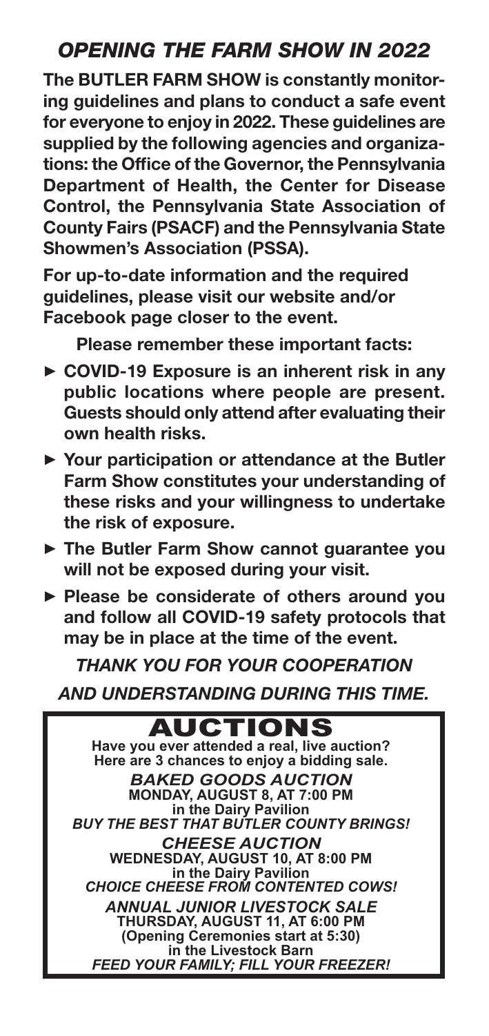## *OPENING THE FARM SHOW IN 2022*

**The BUTLER FARM SHOW is constantly monitoring guidelines and plans to conduct a safe event for everyone to enjoy in 2022. These guidelines are supplied by the following agencies and organizations: the Office of the Governor, the Pennsylvania Department of Health, the Center for Disease Control, the Pennsylvania State Association of County Fairs (PSACF) and the Pennsylvania State Showmen's Association (PSSA).**

**For up-to-date information and the required guidelines, please visit our website and/or Facebook page closer to the event.**

**Please remember these important facts:**

- **COVID-19 Exposure is an inherent risk in any public locations where people are present. Guests should only attend after evaluating their own health risks.**
- **Your participation or attendance at the Butler Farm Show constitutes your understanding of these risks and your willingness to undertake the risk of exposure.**
- **The Butler Farm Show cannot guarantee you will not be exposed during your visit.**
- **Please be considerate of others around you and follow all COVID-19 safety protocols that may be in place at the time of the event.**

***THANK YOU FOR YOUR COOPERATION AND UNDERSTANDING DURING THIS TIME.***

## AUCTIONS

**Have you ever attended a real, live auction? Here are 3 chances to enjoy a bidding sale.**

***BAKED GOODS AUCTION***
**MONDAY, AUGUST 8, AT 7:00 PM**
**in the Dairy Pavilion**
***BUY THE BEST THAT BUTLER COUNTY BRINGS!***

***CHEESE AUCTION***
**WEDNESDAY, AUGUST 10, AT 8:00 PM**
**in the Dairy Pavilion**
***CHOICE CHEESE FROM CONTENTED COWS!***

***ANNUAL JUNIOR LIVESTOCK SALE***
**THURSDAY, AUGUST 11, AT 6:00 PM**
**(Opening Ceremonies start at 5:30)**
**in the Livestock Barn**
***FEED YOUR FAMILY; FILL YOUR FREEZER!***